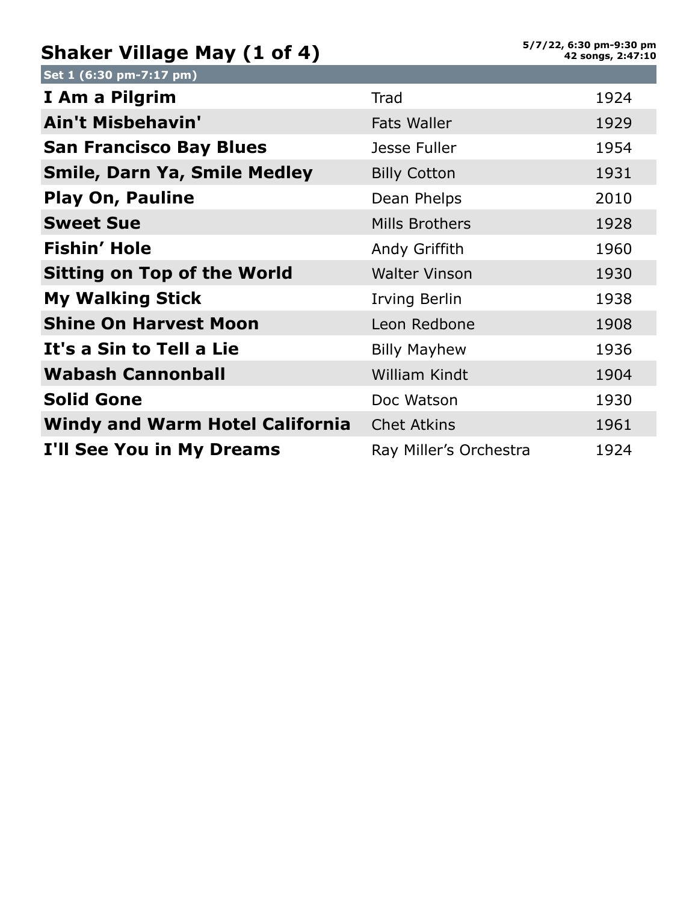# Shaker Village May (1 of 4)

**5/7/22, 6:30 pm-9:30 pm**
**42 songs, 2:47:10**

## Set 1 (6:30 pm-7:17 pm)

| Song | Artist | Year |
|---|---|---|
| **I Am a Pilgrim** | Trad | 1924 |
| **Ain't Misbehavin'** | Fats Waller | 1929 |
| **San Francisco Bay Blues** | Jesse Fuller | 1954 |
| **Smile, Darn Ya, Smile Medley** | Billy Cotton | 1931 |
| **Play On, Pauline** | Dean Phelps | 2010 |
| **Sweet Sue** | Mills Brothers | 1928 |
| **Fishin' Hole** | Andy Griffith | 1960 |
| **Sitting on Top of the World** | Walter Vinson | 1930 |
| **My Walking Stick** | Irving Berlin | 1938 |
| **Shine On Harvest Moon** | Leon Redbone | 1908 |
| **It's a Sin to Tell a Lie** | Billy Mayhew | 1936 |
| **Wabash Cannonball** | William Kindt | 1904 |
| **Solid Gone** | Doc Watson | 1930 |
| **Windy and Warm Hotel California** | Chet Atkins | 1961 |
| **I'll See You in My Dreams** | Ray Miller's Orchestra | 1924 |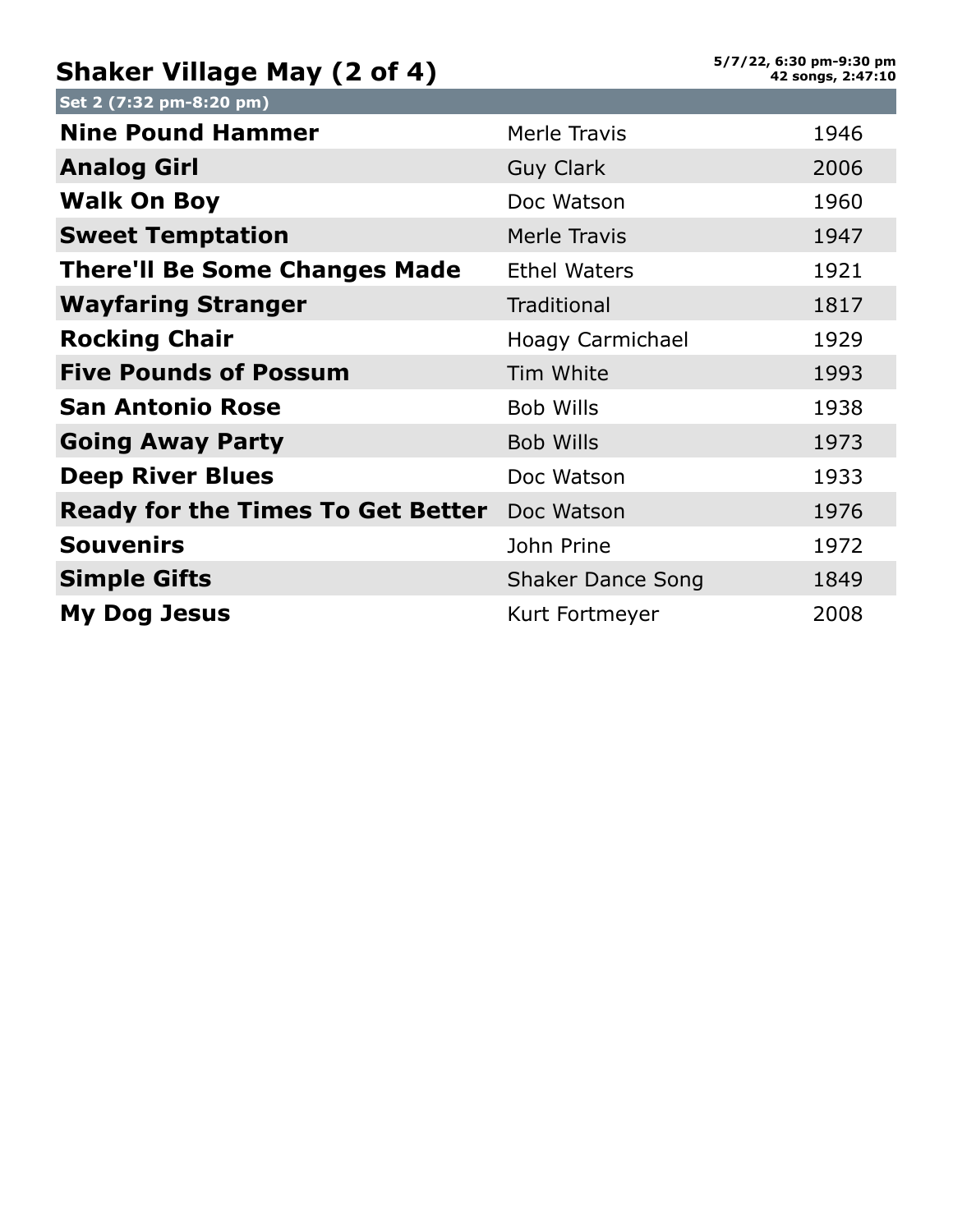# Shaker Village May (2 of 4)

**5/7/22, 6:30 pm-9:30 pm**
**42 songs, 2:47:10**

## Set 2 (7:32 pm-8:20 pm)

| Song | Artist | Year |
|---|---|---|
| **Nine Pound Hammer** | Merle Travis | 1946 |
| **Analog Girl** | Guy Clark | 2006 |
| **Walk On Boy** | Doc Watson | 1960 |
| **Sweet Temptation** | Merle Travis | 1947 |
| **There'll Be Some Changes Made** | Ethel Waters | 1921 |
| **Wayfaring Stranger** | Traditional | 1817 |
| **Rocking Chair** | Hoagy Carmichael | 1929 |
| **Five Pounds of Possum** | Tim White | 1993 |
| **San Antonio Rose** | Bob Wills | 1938 |
| **Going Away Party** | Bob Wills | 1973 |
| **Deep River Blues** | Doc Watson | 1933 |
| **Ready for the Times To Get Better** | Doc Watson | 1976 |
| **Souvenirs** | John Prine | 1972 |
| **Simple Gifts** | Shaker Dance Song | 1849 |
| **My Dog Jesus** | Kurt Fortmeyer | 2008 |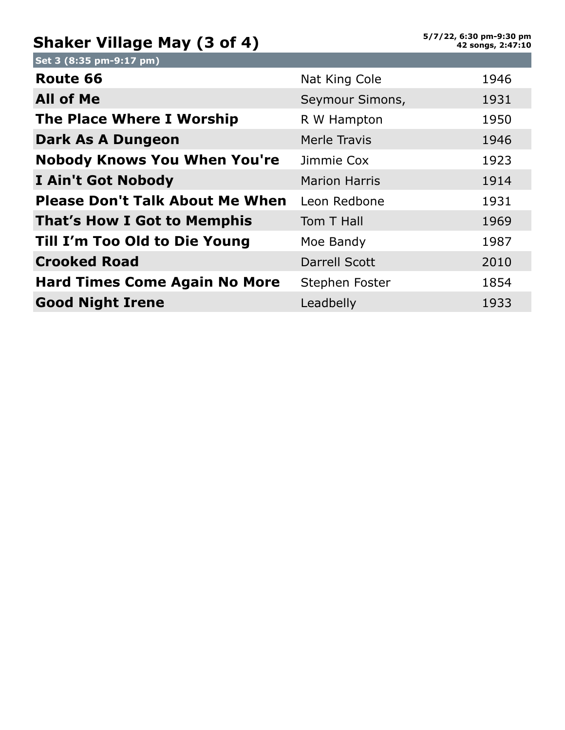# Shaker Village May (3 of 4)

**5/7/22, 6:30 pm-9:30 pm**
**42 songs, 2:47:10**

**Set 3 (8:35 pm-9:17 pm)**

| Song | Artist | Year |
|---|---|---|
| **Route 66** | Nat King Cole | 1946 |
| **All of Me** | Seymour Simons, | 1931 |
| **The Place Where I Worship** | R W Hampton | 1950 |
| **Dark As A Dungeon** | Merle Travis | 1946 |
| **Nobody Knows You When You're** | Jimmie Cox | 1923 |
| **I Ain't Got Nobody** | Marion Harris | 1914 |
| **Please Don't Talk About Me When** | Leon Redbone | 1931 |
| **That's How I Got to Memphis** | Tom T Hall | 1969 |
| **Till I'm Too Old to Die Young** | Moe Bandy | 1987 |
| **Crooked Road** | Darrell Scott | 2010 |
| **Hard Times Come Again No More** | Stephen Foster | 1854 |
| **Good Night Irene** | Leadbelly | 1933 |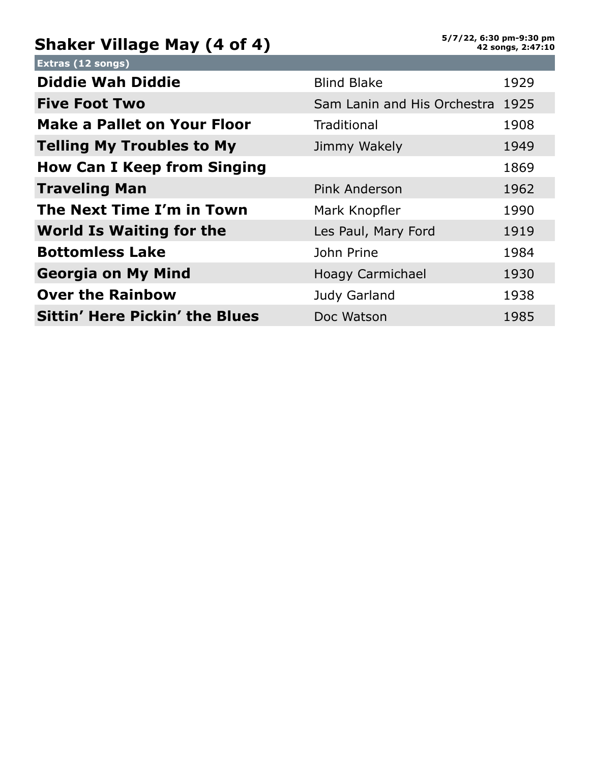# Shaker Village May (4 of 4)

**5/7/22, 6:30 pm-9:30 pm**
**42 songs, 2:47:10**

| Extras (12 songs) | | |
|---|---|---|
| **Diddie Wah Diddie** | Blind Blake | 1929 |
| **Five Foot Two** | Sam Lanin and His Orchestra | 1925 |
| **Make a Pallet on Your Floor** | Traditional | 1908 |
| **Telling My Troubles to My** | Jimmy Wakely | 1949 |
| **How Can I Keep from Singing** | | 1869 |
| **Traveling Man** | Pink Anderson | 1962 |
| **The Next Time I'm in Town** | Mark Knopfler | 1990 |
| **World Is Waiting for the** | Les Paul, Mary Ford | 1919 |
| **Bottomless Lake** | John Prine | 1984 |
| **Georgia on My Mind** | Hoagy Carmichael | 1930 |
| **Over the Rainbow** | Judy Garland | 1938 |
| **Sittin' Here Pickin' the Blues** | Doc Watson | 1985 |